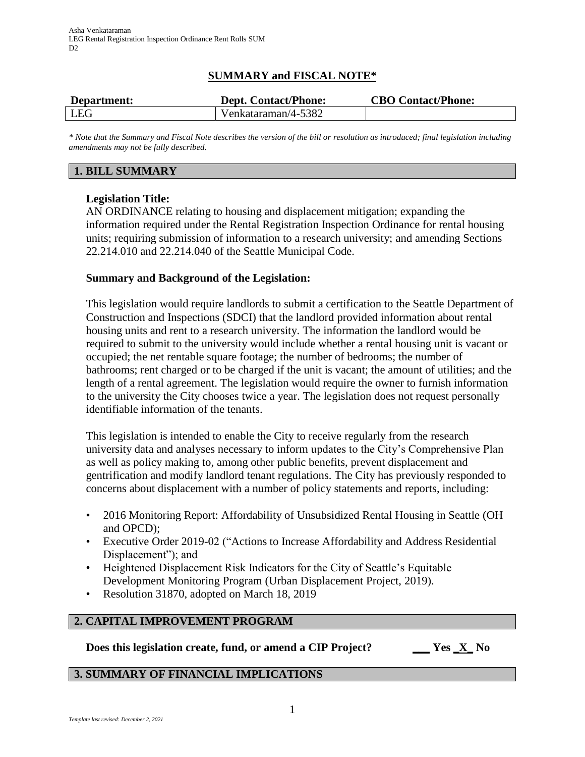Asha Venkataraman
LEG Rental Registration Inspection Ordinance Rent Rolls SUM
D2

# SUMMARY and FISCAL NOTE*

| Department: | Dept. Contact/Phone: | CBO Contact/Phone: |
|---|---|---|
| LEG | Venkataraman/4-5382 | |

*\* Note that the Summary and Fiscal Note describes the version of the bill or resolution as introduced; final legislation including amendments may not be fully described.*

## 1. BILL SUMMARY

**Legislation Title:**
AN ORDINANCE relating to housing and displacement mitigation; expanding the information required under the Rental Registration Inspection Ordinance for rental housing units; requiring submission of information to a research university; and amending Sections 22.214.010 and 22.214.040 of the Seattle Municipal Code.

**Summary and Background of the Legislation:**

This legislation would require landlords to submit a certification to the Seattle Department of Construction and Inspections (SDCI) that the landlord provided information about rental housing units and rent to a research university. The information the landlord would be required to submit to the university would include whether a rental housing unit is vacant or occupied; the net rentable square footage; the number of bedrooms; the number of bathrooms; rent charged or to be charged if the unit is vacant; the amount of utilities; and the length of a rental agreement. The legislation would require the owner to furnish information to the university the City chooses twice a year. The legislation does not request personally identifiable information of the tenants.

This legislation is intended to enable the City to receive regularly from the research university data and analyses necessary to inform updates to the City's Comprehensive Plan as well as policy making to, among other public benefits, prevent displacement and gentrification and modify landlord tenant regulations. The City has previously responded to concerns about displacement with a number of policy statements and reports, including:

- 2016 Monitoring Report: Affordability of Unsubsidized Rental Housing in Seattle (OH and OPCD);
- Executive Order 2019-02 ("Actions to Increase Affordability and Address Residential Displacement"); and
- Heightened Displacement Risk Indicators for the City of Seattle's Equitable Development Monitoring Program (Urban Displacement Project, 2019).
- Resolution 31870, adopted on March 18, 2019

## 2. CAPITAL IMPROVEMENT PROGRAM

**Does this legislation create, fund, or amend a CIP Project?** ___ **Yes** _X_ **No**

## 3. SUMMARY OF FINANCIAL IMPLICATIONS

*Template last revised: December 2, 2021*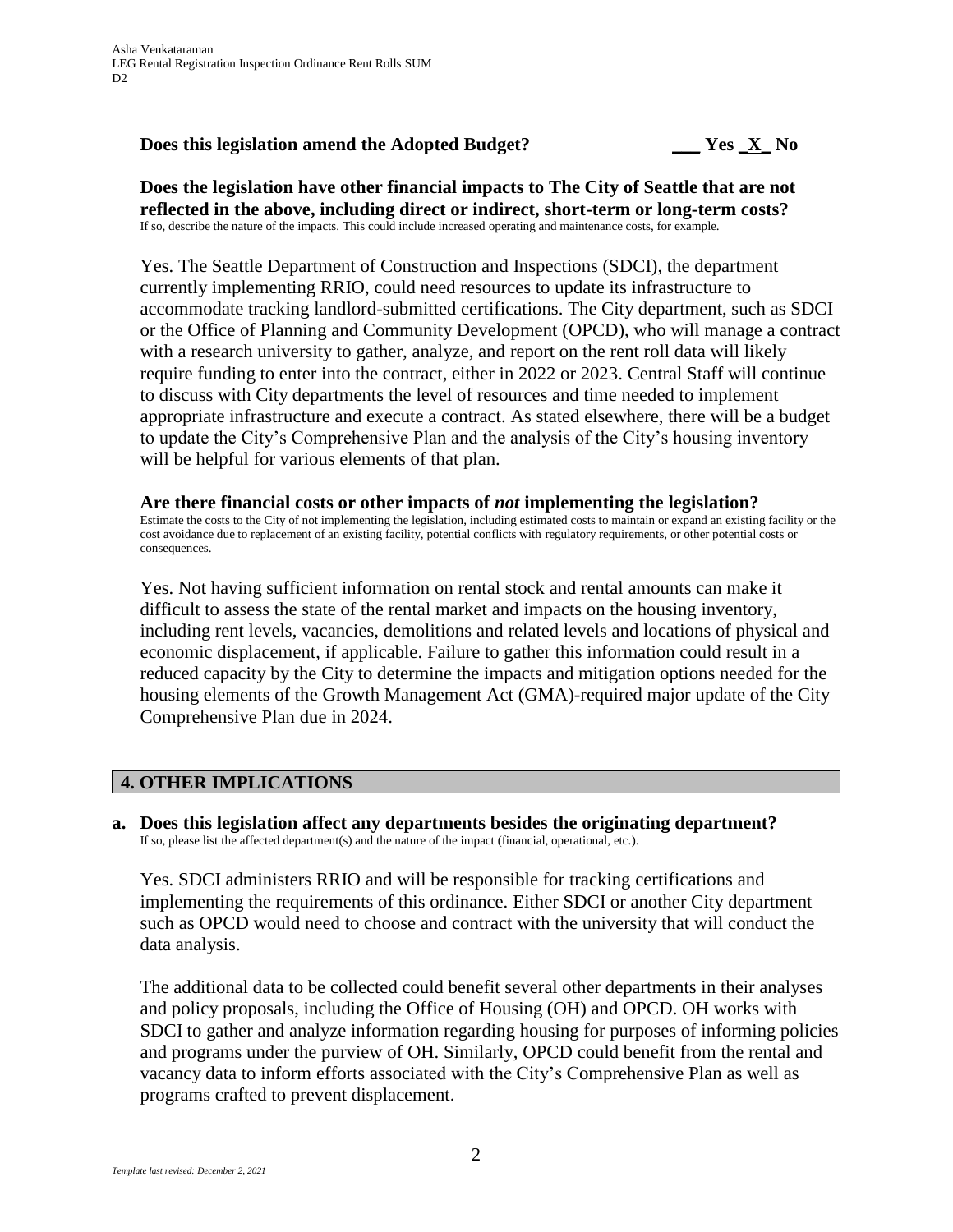**Does this legislation amend the Adopted Budget?** ___ Yes _X_ No

**Does the legislation have other financial impacts to The City of Seattle that are not reflected in the above, including direct or indirect, short-term or long-term costs?**
If so, describe the nature of the impacts. This could include increased operating and maintenance costs, for example.

Yes. The Seattle Department of Construction and Inspections (SDCI), the department currently implementing RRIO, could need resources to update its infrastructure to accommodate tracking landlord-submitted certifications. The City department, such as SDCI or the Office of Planning and Community Development (OPCD), who will manage a contract with a research university to gather, analyze, and report on the rent roll data will likely require funding to enter into the contract, either in 2022 or 2023. Central Staff will continue to discuss with City departments the level of resources and time needed to implement appropriate infrastructure and execute a contract. As stated elsewhere, there will be a budget to update the City's Comprehensive Plan and the analysis of the City's housing inventory will be helpful for various elements of that plan.

**Are there financial costs or other impacts of *not* implementing the legislation?**
Estimate the costs to the City of not implementing the legislation, including estimated costs to maintain or expand an existing facility or the cost avoidance due to replacement of an existing facility, potential conflicts with regulatory requirements, or other potential costs or consequences.

Yes. Not having sufficient information on rental stock and rental amounts can make it difficult to assess the state of the rental market and impacts on the housing inventory, including rent levels, vacancies, demolitions and related levels and locations of physical and economic displacement, if applicable. Failure to gather this information could result in a reduced capacity by the City to determine the impacts and mitigation options needed for the housing elements of the Growth Management Act (GMA)-required major update of the City Comprehensive Plan due in 2024.

## 4. OTHER IMPLICATIONS

**a. Does this legislation affect any departments besides the originating department?**
If so, please list the affected department(s) and the nature of the impact (financial, operational, etc.).

Yes. SDCI administers RRIO and will be responsible for tracking certifications and implementing the requirements of this ordinance. Either SDCI or another City department such as OPCD would need to choose and contract with the university that will conduct the data analysis.

The additional data to be collected could benefit several other departments in their analyses and policy proposals, including the Office of Housing (OH) and OPCD. OH works with SDCI to gather and analyze information regarding housing for purposes of informing policies and programs under the purview of OH. Similarly, OPCD could benefit from the rental and vacancy data to inform efforts associated with the City's Comprehensive Plan as well as programs crafted to prevent displacement.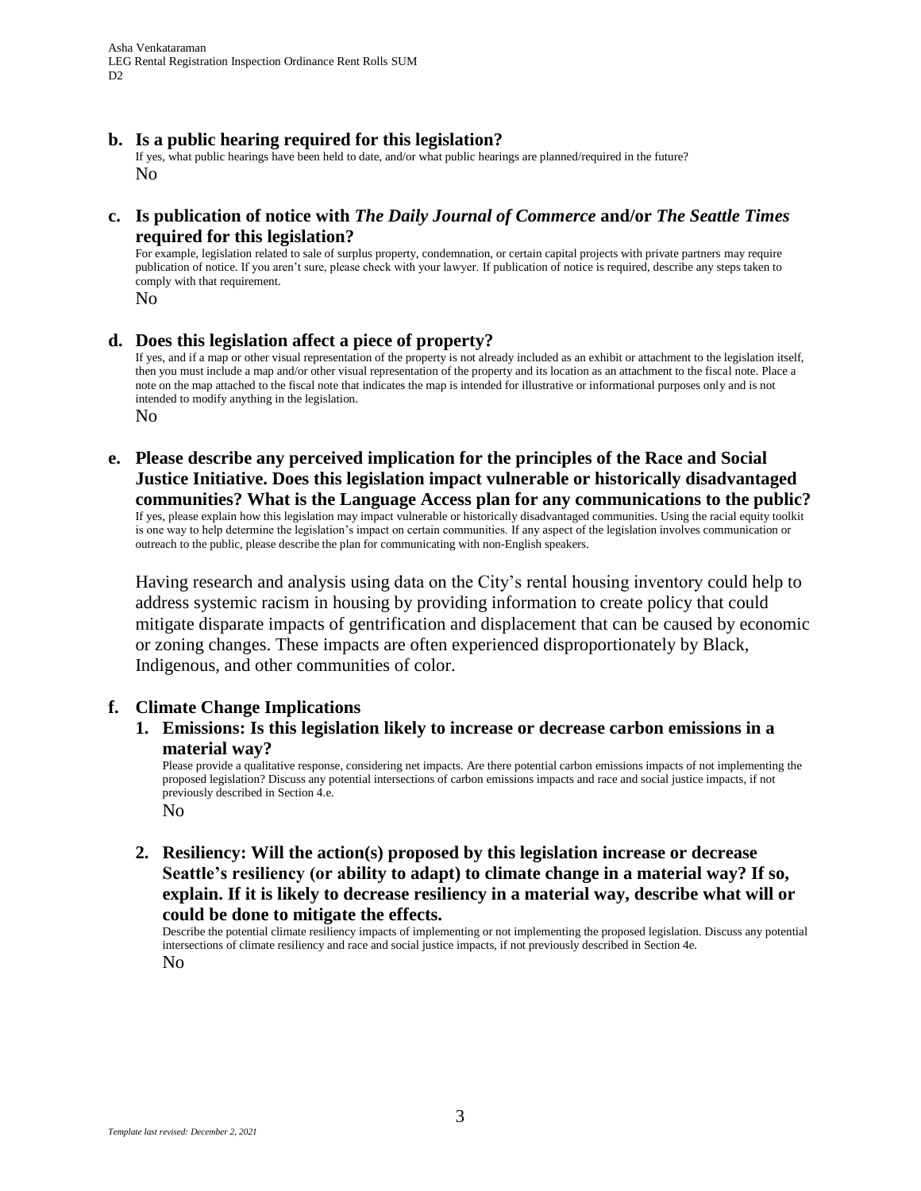**b. Is a public hearing required for this legislation?**

If yes, what public hearings have been held to date, and/or what public hearings are planned/required in the future?

No

**c. Is publication of notice with *The Daily Journal of Commerce* and/or *The Seattle Times* required for this legislation?**

For example, legislation related to sale of surplus property, condemnation, or certain capital projects with private partners may require publication of notice. If you aren't sure, please check with your lawyer. If publication of notice is required, describe any steps taken to comply with that requirement.

No

**d. Does this legislation affect a piece of property?**

If yes, and if a map or other visual representation of the property is not already included as an exhibit or attachment to the legislation itself, then you must include a map and/or other visual representation of the property and its location as an attachment to the fiscal note. Place a note on the map attached to the fiscal note that indicates the map is intended for illustrative or informational purposes only and is not intended to modify anything in the legislation.

No

**e. Please describe any perceived implication for the principles of the Race and Social Justice Initiative. Does this legislation impact vulnerable or historically disadvantaged communities? What is the Language Access plan for any communications to the public?**

If yes, please explain how this legislation may impact vulnerable or historically disadvantaged communities. Using the racial equity toolkit is one way to help determine the legislation's impact on certain communities. If any aspect of the legislation involves communication or outreach to the public, please describe the plan for communicating with non-English speakers.

Having research and analysis using data on the City's rental housing inventory could help to address systemic racism in housing by providing information to create policy that could mitigate disparate impacts of gentrification and displacement that can be caused by economic or zoning changes. These impacts are often experienced disproportionately by Black, Indigenous, and other communities of color.

**f. Climate Change Implications**

**1. Emissions: Is this legislation likely to increase or decrease carbon emissions in a material way?**

Please provide a qualitative response, considering net impacts. Are there potential carbon emissions impacts of not implementing the proposed legislation? Discuss any potential intersections of carbon emissions impacts and race and social justice impacts, if not previously described in Section 4.e.

No

**2. Resiliency: Will the action(s) proposed by this legislation increase or decrease Seattle's resiliency (or ability to adapt) to climate change in a material way? If so, explain. If it is likely to decrease resiliency in a material way, describe what will or could be done to mitigate the effects.**

Describe the potential climate resiliency impacts of implementing or not implementing the proposed legislation. Discuss any potential intersections of climate resiliency and race and social justice impacts, if not previously described in Section 4e.

No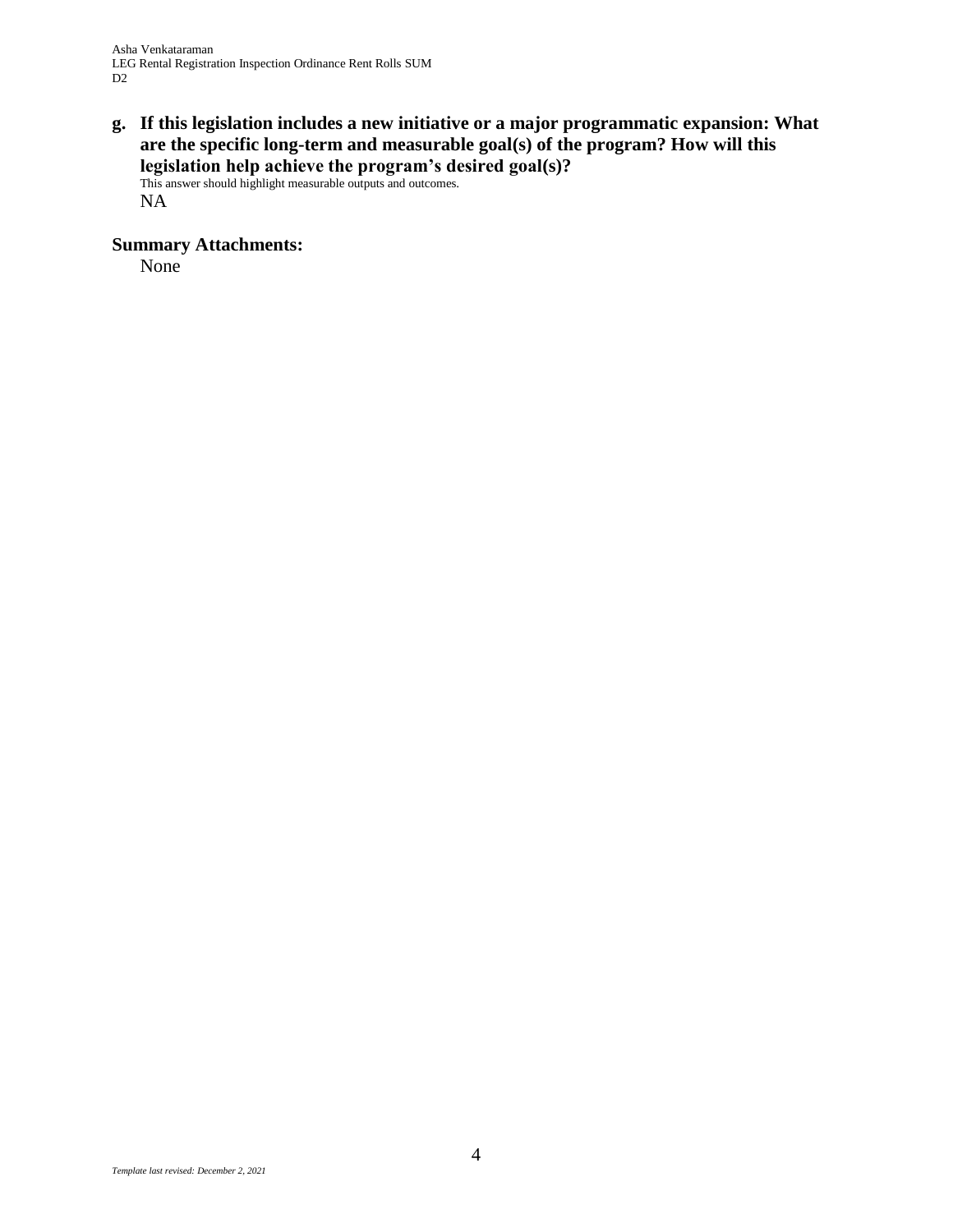**g. If this legislation includes a new initiative or a major programmatic expansion: What are the specific long-term and measurable goal(s) of the program? How will this legislation help achieve the program's desired goal(s)?**

This answer should highlight measurable outputs and outcomes.

NA

## Summary Attachments:

None